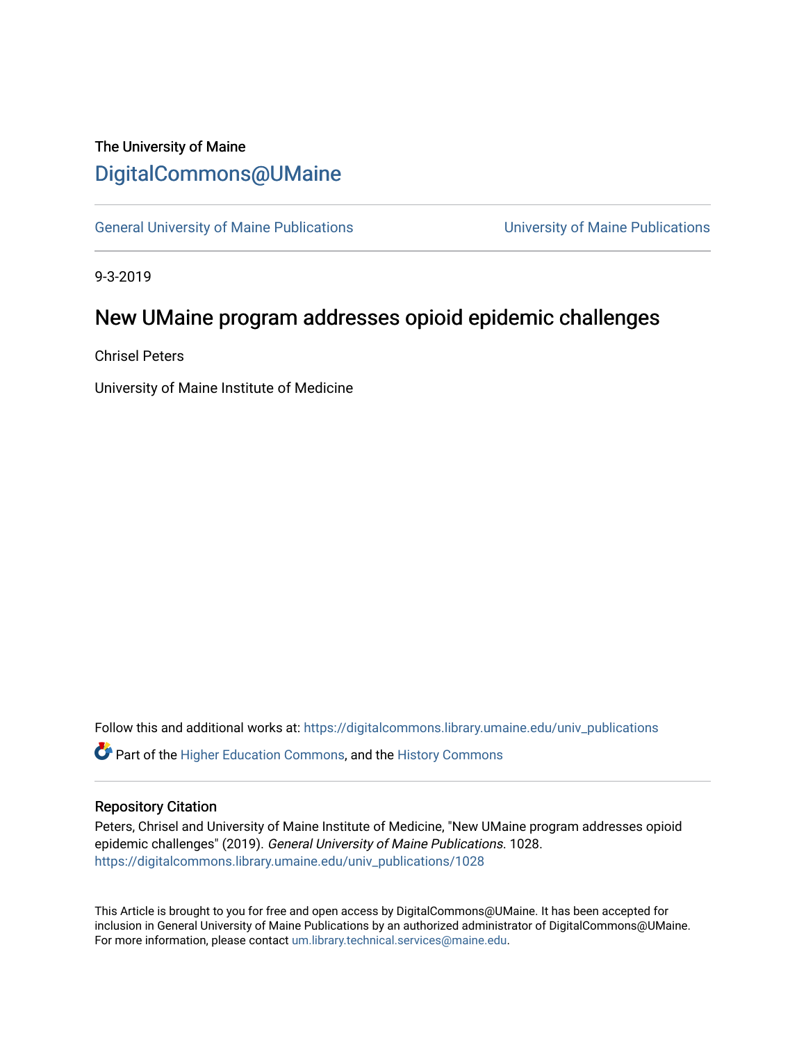The University of Maine

# DigitalCommons@UMaine

General University of Maine Publications | University of Maine Publications

9-3-2019

## New UMaine program addresses opioid epidemic challenges

Chrisel Peters

University of Maine Institute of Medicine

Follow this and additional works at: https://digitalcommons.library.umaine.edu/univ_publications

Part of the Higher Education Commons, and the History Commons

### Repository Citation

Peters, Chrisel and University of Maine Institute of Medicine, "New UMaine program addresses opioid epidemic challenges" (2019). *General University of Maine Publications*. 1028.
https://digitalcommons.library.umaine.edu/univ_publications/1028

This Article is brought to you for free and open access by DigitalCommons@UMaine. It has been accepted for inclusion in General University of Maine Publications by an authorized administrator of DigitalCommons@UMaine. For more information, please contact um.library.technical.services@maine.edu.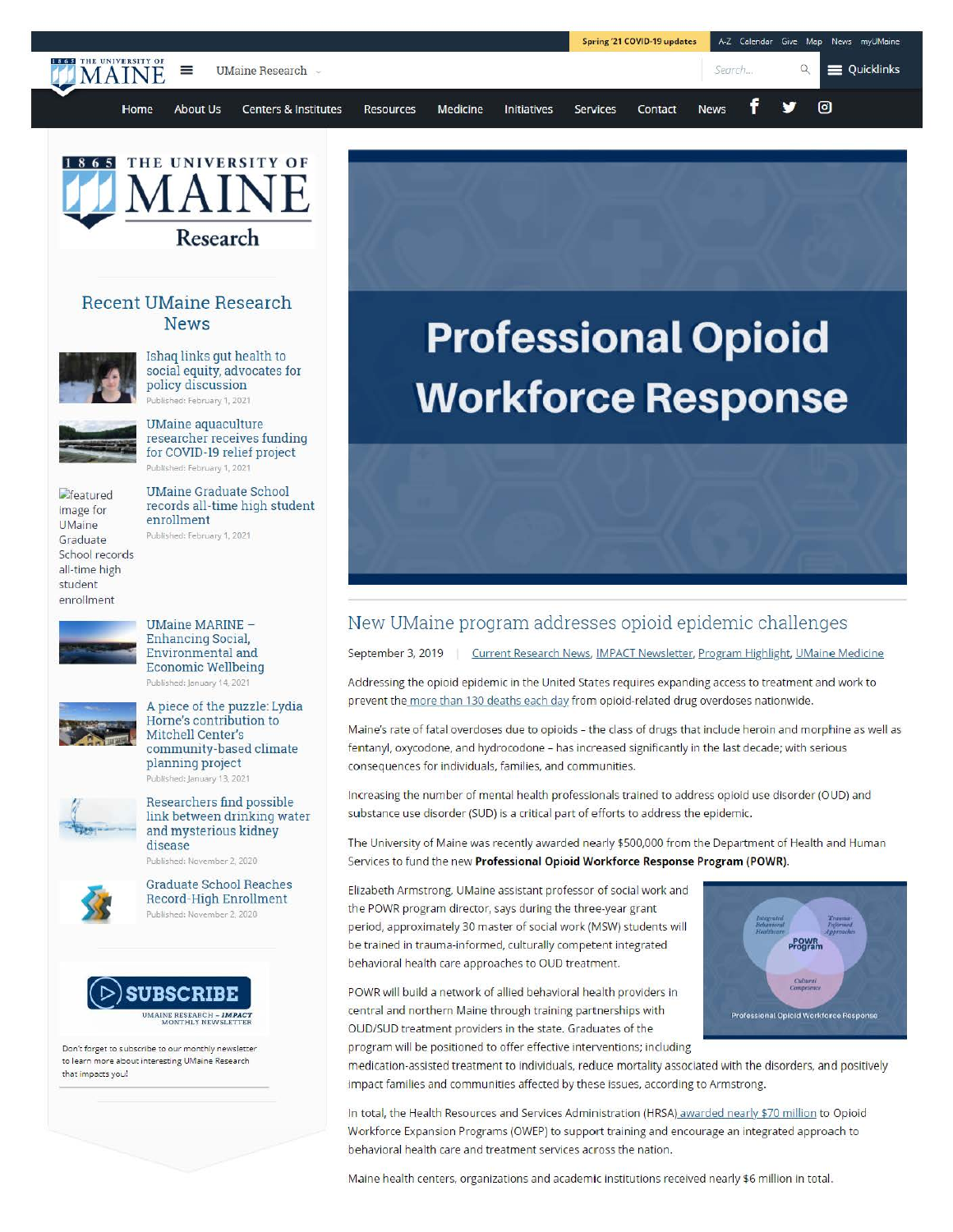Spring '21 COVID-19 updates | A-Z | Calendar | Give | Map | News | myUMaine

THE UNIVERSITY OF MAINE | UMaine Research | Search... | Quicklinks

Home | About Us | Centers & Institutes | Resources | Medicine | Initiatives | Services | Contact | News

## Recent UMaine Research News

Ishaq links gut health to social equity, advocates for policy discussion
Published: February 1, 2021

UMaine aquaculture researcher receives funding for COVID-19 relief project
Published: February 1, 2021

UMaine Graduate School records all-time high student enrollment
Published: February 1, 2021

UMaine MARINE – Enhancing Social, Environmental and Economic Wellbeing
Published: January 14, 2021

A piece of the puzzle: Lydia Horne's contribution to Mitchell Center's community-based climate planning project
Published: January 13, 2021

Researchers find possible link between drinking water and mysterious kidney disease
Published: November 2, 2020

Graduate School Reaches Record-High Enrollment
Published: November 2, 2020

SUBSCRIBE
UMAINE RESEARCH – IMPACT MONTHLY NEWSLETTER

Don't forget to subscribe to our monthly newsletter to learn more about interesting UMaine Research that impacts you!

# Professional Opioid Workforce Response

## New UMaine program addresses opioid epidemic challenges

September 3, 2019 | Current Research News, IMPACT Newsletter, Program Highlight, UMaine Medicine

Addressing the opioid epidemic in the United States requires expanding access to treatment and work to prevent the more than 130 deaths each day from opioid-related drug overdoses nationwide.

Maine's rate of fatal overdoses due to opioids – the class of drugs that include heroin and morphine as well as fentanyl, oxycodone, and hydrocodone – has increased significantly in the last decade; with serious consequences for individuals, families, and communities.

Increasing the number of mental health professionals trained to address opioid use disorder (OUD) and substance use disorder (SUD) is a critical part of efforts to address the epidemic.

The University of Maine was recently awarded nearly $500,000 from the Department of Health and Human Services to fund the new **Professional Opioid Workforce Response Program (POWR).**

Elizabeth Armstrong, UMaine assistant professor of social work and the POWR program director, says during the three-year grant period, approximately 30 master of social work (MSW) students will be trained in trauma-informed, culturally competent integrated behavioral health care approaches to OUD treatment.

POWR will build a network of allied behavioral health providers in central and northern Maine through training partnerships with OUD/SUD treatment providers in the state. Graduates of the program will be positioned to offer effective interventions; including medication-assisted treatment to individuals, reduce mortality associated with the disorders, and positively impact families and communities affected by these issues, according to Armstrong.

In total, the Health Resources and Services Administration (HRSA) awarded nearly $70 million to Opioid Workforce Expansion Programs (OWEP) to support training and encourage an integrated approach to behavioral health care and treatment services across the nation.

Maine health centers, organizations and academic institutions received nearly $6 million in total.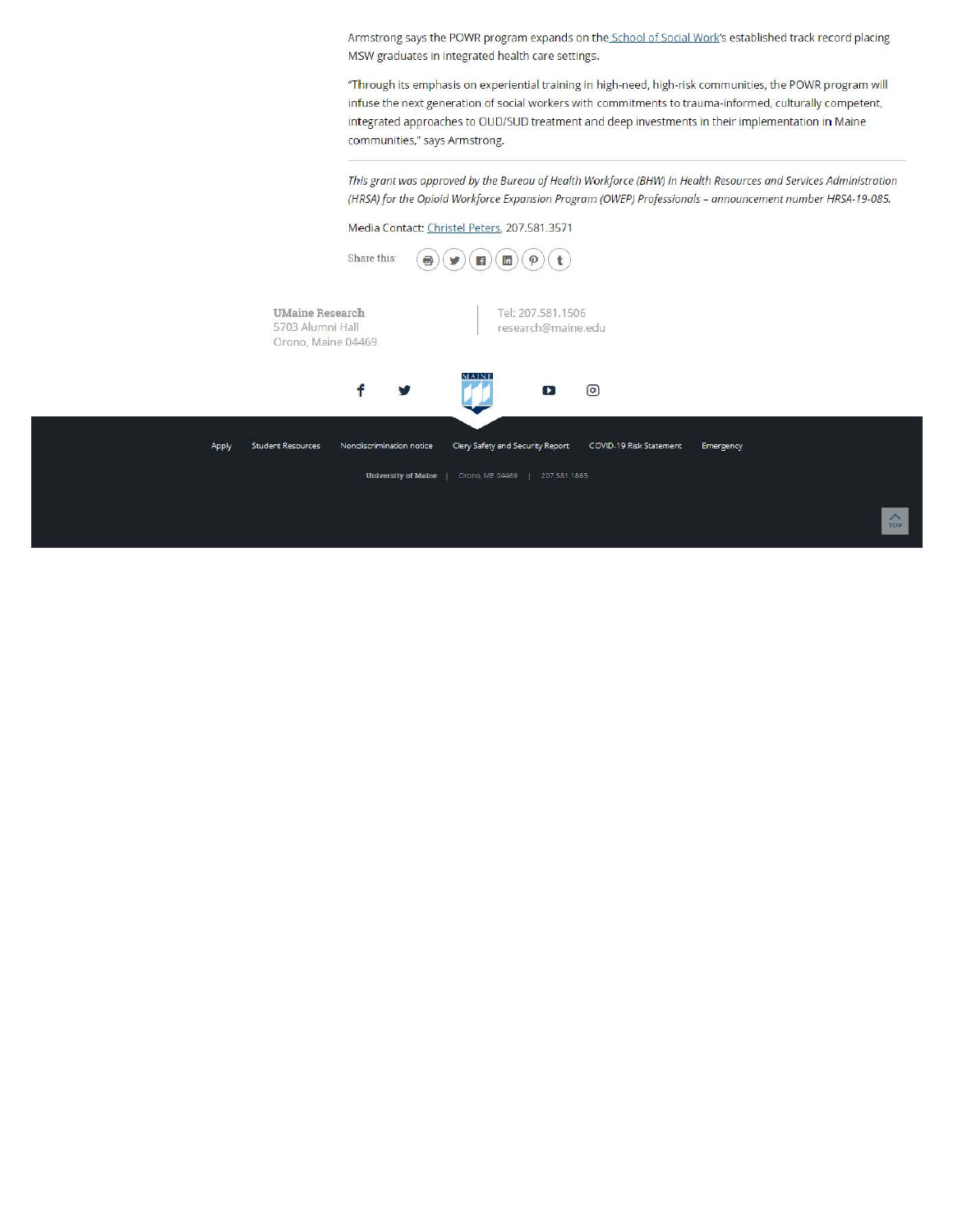Armstrong says the POWR program expands on the School of Social Work's established track record placing MSW graduates in integrated health care settings.

"Through its emphasis on experiential training in high-need, high-risk communities, the POWR program will infuse the next generation of social workers with commitments to trauma-informed, culturally competent, integrated approaches to OUD/SUD treatment and deep investments in their implementation in Maine communities," says Armstrong.

---

*This grant was approved by the Bureau of Health Workforce (BHW) in Health Resources and Services Administration (HRSA) for the Opioid Workforce Expansion Program (OWEP) Professionals – announcement number HRSA-19-085.*

Media Contact: Christel Peters, 207.581.3571

Share this:

**UMaine Research**
5703 Alumni Hall
Orono, Maine 04469

Tel: 207.581.1506
research@maine.edu

Apply | Student Resources | Nondiscrimination notice | Clery Safety and Security Report | COVID-19 Risk Statement | Emergency

**University of Maine** | Orono, ME 04469 | 207.581.1865